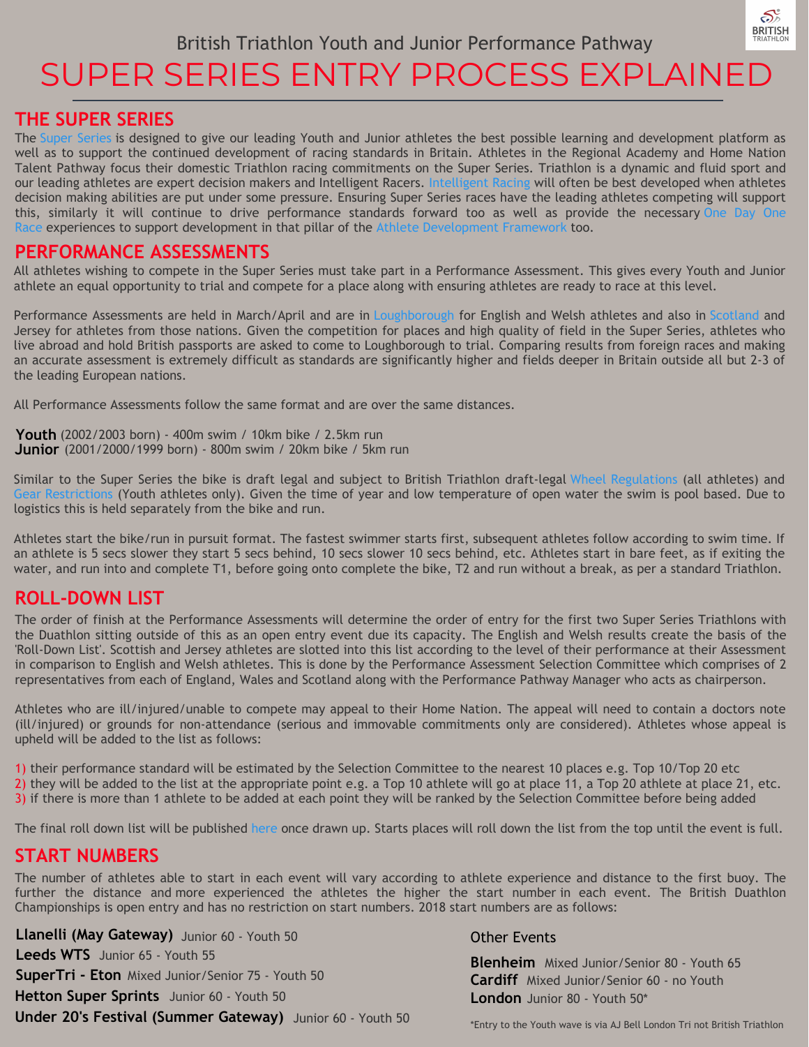British Triathlon Youth and Junior Performance Pathway

# SUPER SERIES ENTRY PROCESS EXPLAINED

## THE SUPER SERIES

The Super Series is designed to give our leading Youth and Junior athletes the best possible learning and development platform as well as to support the continued development of racing standards in Britain. Athletes in the Regional Academy and Home Nation Talent Pathway focus their domestic Triathlon racing commitments on the Super Series. Triathlon is a dynamic and fluid sport and our leading athletes are expert decision makers and Intelligent Racers. Intelligent Racing will often be best developed when athletes decision making abilities are put under some pressure. Ensuring Super Series races have the leading athletes competing will support this, similarly it will continue to drive performance standards forward too as well as provide the necessary One Day One Race experiences to support development in that pillar of the Athlete Development Framework too.

## PERFORMANCE ASSESSMENTS

All athletes wishing to compete in the Super Series must take part in a Performance Assessment. This gives every Youth and Junior athlete an equal opportunity to trial and compete for a place along with ensuring athletes are ready to race at this level.

Performance Assessments are held in March/April and are in Loughborough for English and Welsh athletes and also in Scotland and Jersey for athletes from those nations. Given the competition for places and high quality of field in the Super Series, athletes who live abroad and hold British passports are asked to come to Loughborough to trial. Comparing results from foreign races and making an accurate assessment is extremely difficult as standards are significantly higher and fields deeper in Britain outside all but 2-3 of the leading European nations.

All Performance Assessments follow the same format and are over the same distances.

**Youth** (2002/2003 born) - 400m swim / 10km bike / 2.5km run
**Junior** (2001/2000/1999 born) - 800m swim / 20km bike / 5km run

Similar to the Super Series the bike is draft legal and subject to British Triathlon draft-legal Wheel Regulations (all athletes) and Gear Restrictions (Youth athletes only). Given the time of year and low temperature of open water the swim is pool based. Due to logistics this is held separately from the bike and run.

Athletes start the bike/run in pursuit format. The fastest swimmer starts first, subsequent athletes follow according to swim time. If an athlete is 5 secs slower they start 5 secs behind, 10 secs slower 10 secs behind, etc. Athletes start in bare feet, as if exiting the water, and run into and complete T1, before going onto complete the bike, T2 and run without a break, as per a standard Triathlon.

## ROLL-DOWN LIST

The order of finish at the Performance Assessments will determine the order of entry for the first two Super Series Triathlons with the Duathlon sitting outside of this as an open entry event due its capacity. The English and Welsh results create the basis of the 'Roll-Down List'. Scottish and Jersey athletes are slotted into this list according to the level of their performance at their Assessment in comparison to English and Welsh athletes. This is done by the Performance Assessment Selection Committee which comprises of 2 representatives from each of England, Wales and Scotland along with the Performance Pathway Manager who acts as chairperson.

Athletes who are ill/injured/unable to compete may appeal to their Home Nation. The appeal will need to contain a doctors note (ill/injured) or grounds for non-attendance (serious and immovable commitments only are considered). Athletes whose appeal is upheld will be added to the list as follows:

1) their performance standard will be estimated by the Selection Committee to the nearest 10 places e.g. Top 10/Top 20 etc
2) they will be added to the list at the appropriate point e.g. a Top 10 athlete will go at place 11, a Top 20 athlete at place 21, etc.
3) if there is more than 1 athlete to be added at each point they will be ranked by the Selection Committee before being added

The final roll down list will be published here once drawn up. Starts places will roll down the list from the top until the event is full.

## START NUMBERS

The number of athletes able to start in each event will vary according to athlete experience and distance to the first buoy. The further the distance and more experienced the athletes the higher the start number in each event. The British Duathlon Championships is open entry and has no restriction on start numbers. 2018 start numbers are as follows:

**Llanelli (May Gateway)** Junior 60 - Youth 50
**Leeds WTS** Junior 65 - Youth 55
**SuperTri - Eton** Mixed Junior/Senior 75 - Youth 50
**Hetton Super Sprints** Junior 60 - Youth 50
**Under 20's Festival (Summer Gateway)** Junior 60 - Youth 50

Other Events

**Blenheim** Mixed Junior/Senior 80 - Youth 65
**Cardiff** Mixed Junior/Senior 60 - no Youth
**London** Junior 80 - Youth 50*

*Entry to the Youth wave is via AJ Bell London Tri not British Triathlon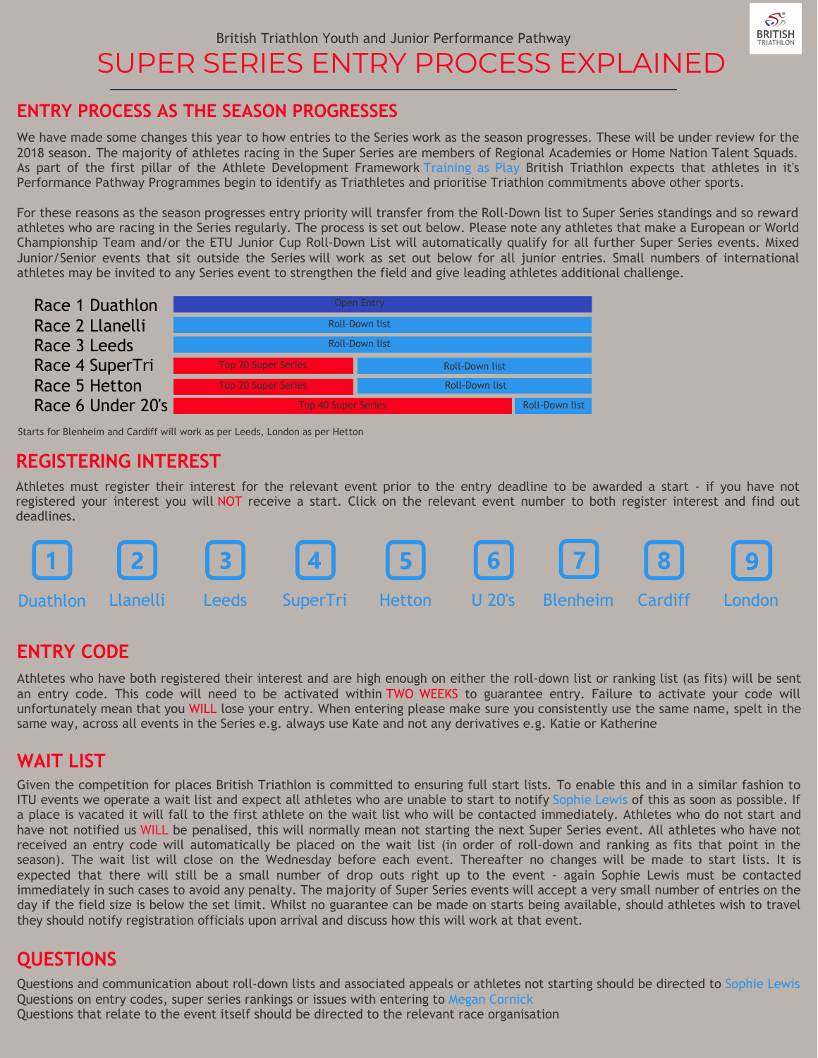British Triathlon Youth and Junior Performance Pathway

# SUPER SERIES ENTRY PROCESS EXPLAINED

## ENTRY PROCESS AS THE SEASON PROGRESSES

We have made some changes this year to how entries to the Series work as the season progresses. These will be under review for the 2018 season. The majority of athletes racing in the Super Series are members of Regional Academies or Home Nation Talent Squads. As part of the first pillar of the Athlete Development Framework Training as Play British Triathlon expects that athletes in it's Performance Pathway Programmes begin to identify as Triathletes and prioritise Triathlon commitments above other sports.

For these reasons as the season progresses entry priority will transfer from the Roll-Down list to Super Series standings and so reward athletes who are racing in the Series regularly. The process is set out below. Please note any athletes that make a European or World Championship Team and/or the ETU Junior Cup Roll-Down List will automatically qualify for all further Super Series events. Mixed Junior/Senior events that sit outside the Series will work as set out below for all junior entries. Small numbers of international athletes may be invited to any Series event to strengthen the field and give leading athletes additional challenge.

Race 1 Duathlon: Open Entry

Race 2 Llanelli: Roll-Down list

Race 3 Leeds: Roll-Down list

Race 4 SuperTri: Top 20 Super Series, then Roll-Down list

Race 5 Hetton: Top 20 Super Series, then Roll-Down list

Race 6 Under 20's: Top 40 Super Series, then Roll-Down list

Starts for Blenheim and Cardiff will work as per Leeds, London as per Hetton

## REGISTERING INTEREST

Athletes must register their interest for the relevant event prior to the entry deadline to be awarded a start - if you have not registered your interest you will NOT receive a start. Click on the relevant event number to both register interest and find out deadlines.

1 Duathlon
2 Llanelli
3 Leeds
4 SuperTri
5 Hetton
6 U 20's
7 Blenheim
8 Cardiff
9 London

## ENTRY CODE

Athletes who have both registered their interest and are high enough on either the roll-down list or ranking list (as fits) will be sent an entry code. This code will need to be activated within TWO WEEKS to guarantee entry. Failure to activate your code will unfortunately mean that you WILL lose your entry. When entering please make sure you consistently use the same name, spelt in the same way, across all events in the Series e.g. always use Kate and not any derivatives e.g. Katie or Katherine

## WAIT LIST

Given the competition for places British Triathlon is committed to ensuring full start lists. To enable this and in a similar fashion to ITU events we operate a wait list and expect all athletes who are unable to start to notify Sophie Lewis of this as soon as possible. If a place is vacated it will fall to the first athlete on the wait list who will be contacted immediately. Athletes who do not start and have not notified us WILL be penalised, this will normally mean not starting the next Super Series event. All athletes who have not received an entry code will automatically be placed on the wait list (in order of roll-down and ranking as fits that point in the season). The wait list will close on the Wednesday before each event. Thereafter no changes will be made to start lists. It is expected that there will still be a small number of drop outs right up to the event - again Sophie Lewis must be contacted immediately in such cases to avoid any penalty. The majority of Super Series events will accept a very small number of entries on the day if the field size is below the set limit. Whilst no guarantee can be made on starts being available, should athletes wish to travel they should notify registration officials upon arrival and discuss how this will work at that event.

## QUESTIONS

Questions and communication about roll-down lists and associated appeals or athletes not starting should be directed to Sophie Lewis
Questions on entry codes, super series rankings or issues with entering to Megan Cornick
Questions that relate to the event itself should be directed to the relevant race organisation